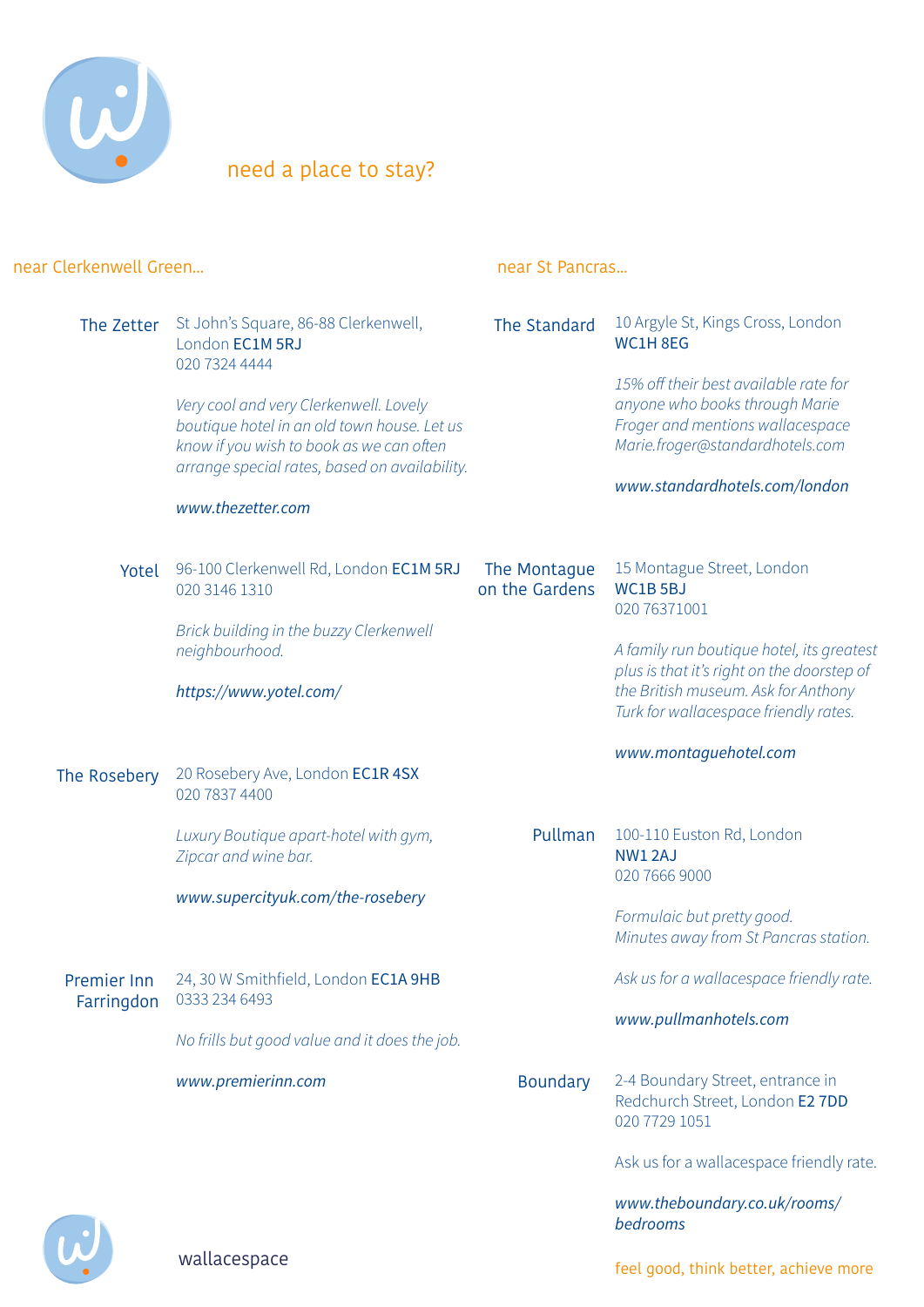# need a place to stay?

## near Clerkenwell Green...

### The Zetter

St John's Square, 86-88 Clerkenwell, London **EC1M 5RJ**
020 7324 4444

*Very cool and very Clerkenwell. Lovely boutique hotel in an old town house. Let us know if you wish to book as we can often arrange special rates, based on availability.*

*www.thezetter.com*

### Yotel

96-100 Clerkenwell Rd, London **EC1M 5RJ**
020 3146 1310

*Brick building in the buzzy Clerkenwell neighbourhood.*

*https://www.yotel.com/*

### The Rosebery

20 Rosebery Ave, London **EC1R 4SX**
020 7837 4400

*Luxury Boutique apart-hotel with gym, Zipcar and wine bar.*

*www.supercityuk.com/the-rosebery*

### Premier Inn Farringdon

24, 30 W Smithfield, London **EC1A 9HB**
0333 234 6493

*No frills but good value and it does the job.*

*www.premierinn.com*

## near St Pancras...

### The Standard

10 Argyle St, Kings Cross, London **WC1H 8EG**

*15% off their best available rate for anyone who books through Marie Froger and mentions wallacespace Marie.froger@standardhotels.com*

*www.standardhotels.com/london*

### The Montague on the Gardens

15 Montague Street, London **WC1B 5BJ**
020 76371001

*A family run boutique hotel, its greatest plus is that it's right on the doorstep of the British museum. Ask for Anthony Turk for wallacespace friendly rates.*

*www.montaguehotel.com*

### Pullman

100-110 Euston Rd, London **NW1 2AJ**
020 7666 9000

*Formulaic but pretty good. Minutes away from St Pancras station.*

*Ask us for a wallacespace friendly rate.*

*www.pullmanhotels.com*

### Boundary

2-4 Boundary Street, entrance in Redchurch Street, London **E2 7DD**
020 7729 1051

Ask us for a wallacespace friendly rate.

*www.theboundary.co.uk/rooms/bedrooms*

wallacespace

feel good, think better, achieve more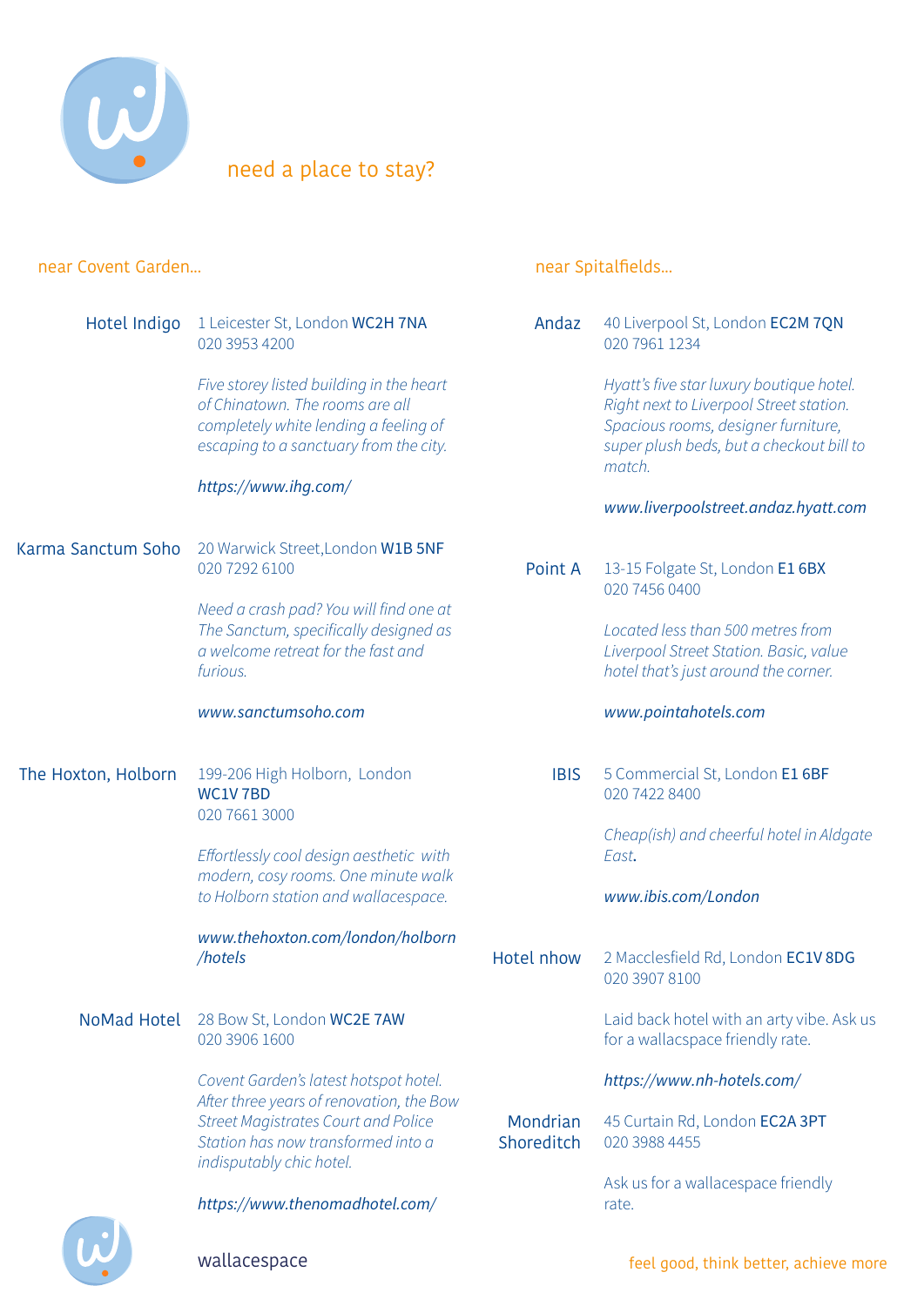## need a place to stay?

### near Covent Garden...

**Hotel Indigo**
1 Leicester St, London **WC2H 7NA**
020 3953 4200

*Five storey listed building in the heart of Chinatown. The rooms are all completely white lending a feeling of escaping to a sanctuary from the city.*

*https://www.ihg.com/*

**Karma Sanctum Soho**
20 Warwick Street,London **W1B 5NF**
020 7292 6100

*Need a crash pad? You will find one at The Sanctum, specifically designed as a welcome retreat for the fast and furious.*

*www.sanctumsoho.com*

**The Hoxton, Holborn**
199-206 High Holborn, London **WC1V 7BD**
020 7661 3000

*Effortlessly cool design aesthetic with modern, cosy rooms. One minute walk to Holborn station and wallacespace.*

*www.thehoxton.com/london/holborn/hotels*

**NoMad Hotel**
28 Bow St, London **WC2E 7AW**
020 3906 1600

*Covent Garden's latest hotspot hotel. After three years of renovation, the Bow Street Magistrates Court and Police Station has now transformed into a indisputably chic hotel.*

*https://www.thenomadhotel.com/*

### near Spitalfields...

**Andaz**
40 Liverpool St, London **EC2M 7QN**
020 7961 1234

*Hyatt's five star luxury boutique hotel. Right next to Liverpool Street station. Spacious rooms, designer furniture, super plush beds, but a checkout bill to match.*

*www.liverpoolstreet.andaz.hyatt.com*

**Point A**
13-15 Folgate St, London **E1 6BX**
020 7456 0400

*Located less than 500 metres from Liverpool Street Station. Basic, value hotel that's just around the corner.*

*www.pointahotels.com*

**IBIS**
5 Commercial St, London **E1 6BF**
020 7422 8400

*Cheap(ish) and cheerful hotel in Aldgate East.*

*www.ibis.com/London*

**Hotel nhow**
2 Macclesfield Rd, London **EC1V 8DG**
020 3907 8100

Laid back hotel with an arty vibe. Ask us for a wallacspace friendly rate.

*https://www.nh-hotels.com/*

**Mondrian Shoreditch**
45 Curtain Rd, London **EC2A 3PT**
020 3988 4455

Ask us for a wallacespace friendly rate.

wallacespace

feel good, think better, achieve more